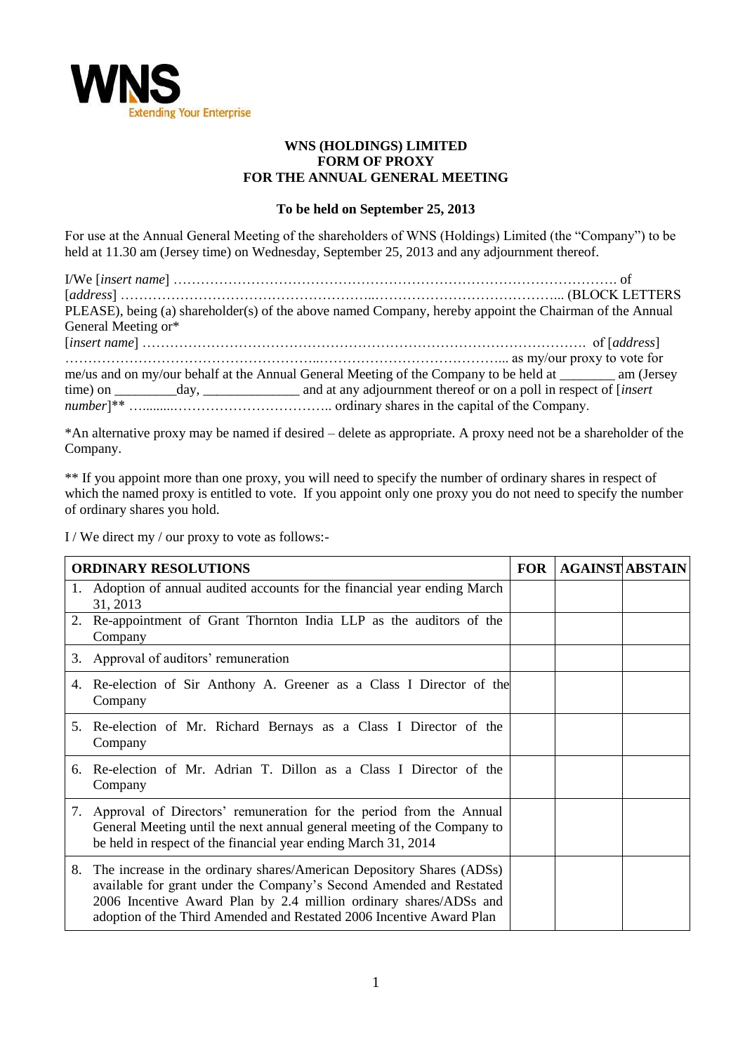WNS
Extending Your Enterprise

**WNS (HOLDINGS) LIMITED**
**FORM OF PROXY**
**FOR THE ANNUAL GENERAL MEETING**

**To be held on September 25, 2013**

For use at the Annual General Meeting of the shareholders of WNS (Holdings) Limited (the "Company") to be held at 11.30 am (Jersey time) on Wednesday, September 25, 2013 and any adjournment thereof.

I/We [*insert name*] ………………………………………………………………………………………. of [*address*] ……………………………………………..…………………………………... (BLOCK LETTERS PLEASE), being (a) shareholder(s) of the above named Company, hereby appoint the Chairman of the Annual General Meeting or*
[*insert name*] ………………………………………………………………………………………. of [*address*] ……………………………………………..…………………………………... as my/our proxy to vote for me/us and on my/our behalf at the Annual General Meeting of the Company to be held at ________ am (Jersey time) on _________day, ______________ and at any adjournment thereof or on a poll in respect of [*insert number*]** …..........…………………………….. ordinary shares in the capital of the Company.

*An alternative proxy may be named if desired – delete as appropriate. A proxy need not be a shareholder of the Company.

** If you appoint more than one proxy, you will need to specify the number of ordinary shares in respect of which the named proxy is entitled to vote. If you appoint only one proxy you do not need to specify the number of ordinary shares you hold.

I / We direct my / our proxy to vote as follows:-

| ORDINARY RESOLUTIONS | FOR | AGAINST | ABSTAIN |
|---|---|---|---|
| 1. Adoption of annual audited accounts for the financial year ending March 31, 2013 | | | |
| 2. Re-appointment of Grant Thornton India LLP as the auditors of the Company | | | |
| 3. Approval of auditors' remuneration | | | |
| 4. Re-election of Sir Anthony A. Greener as a Class I Director of the Company | | | |
| 5. Re-election of Mr. Richard Bernays as a Class I Director of the Company | | | |
| 6. Re-election of Mr. Adrian T. Dillon as a Class I Director of the Company | | | |
| 7. Approval of Directors' remuneration for the period from the Annual General Meeting until the next annual general meeting of the Company to be held in respect of the financial year ending March 31, 2014 | | | |
| 8. The increase in the ordinary shares/American Depository Shares (ADSs) available for grant under the Company's Second Amended and Restated 2006 Incentive Award Plan by 2.4 million ordinary shares/ADSs and adoption of the Third Amended and Restated 2006 Incentive Award Plan | | | |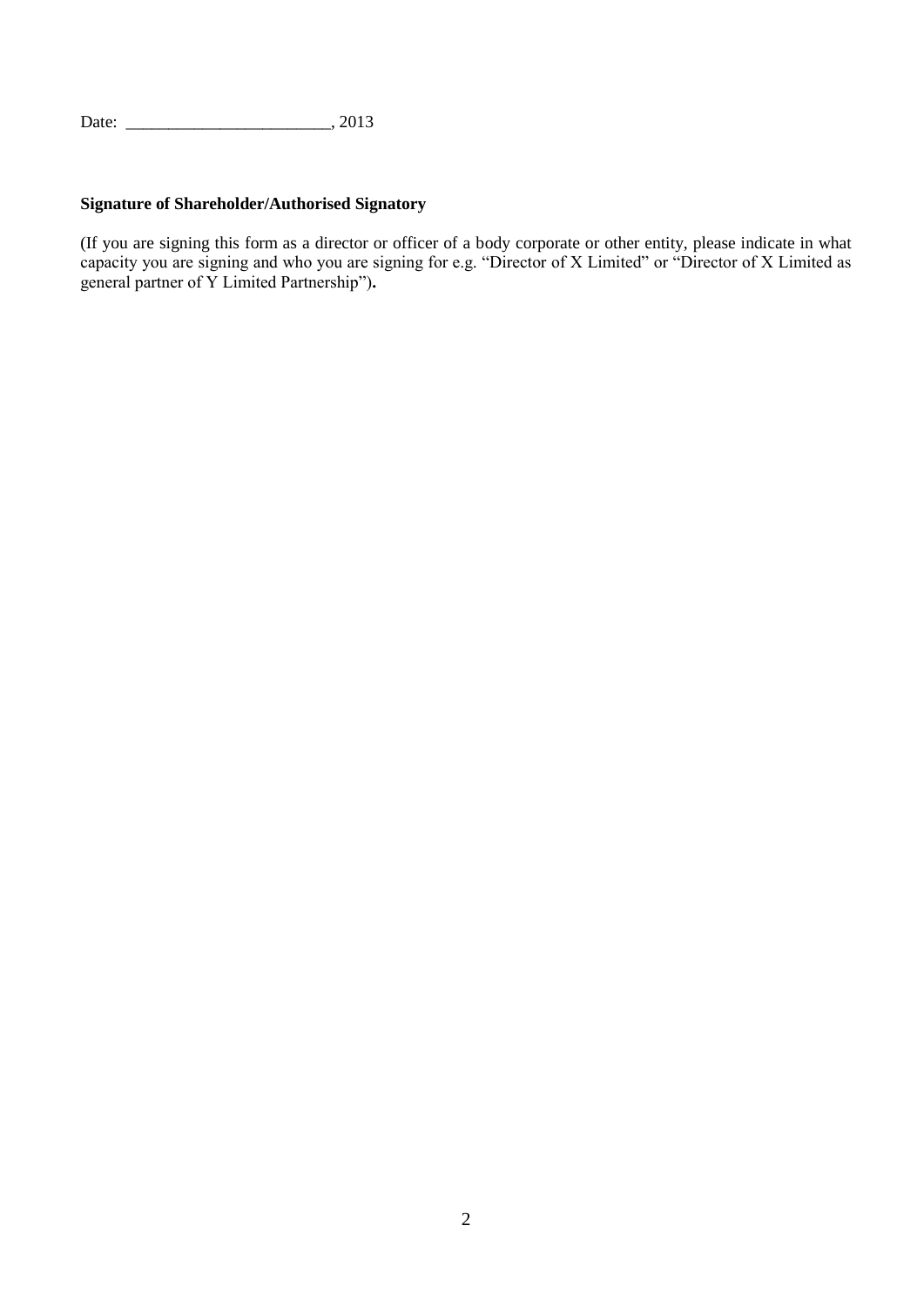Date: \_\_\_\_\_\_\_\_\_\_\_\_\_\_\_\_\_\_\_\_\_\_\_\_, 2013

**Signature of Shareholder/Authorised Signatory**

(If you are signing this form as a director or officer of a body corporate or other entity, please indicate in what capacity you are signing and who you are signing for e.g. "Director of X Limited" or "Director of X Limited as general partner of Y Limited Partnership")**.**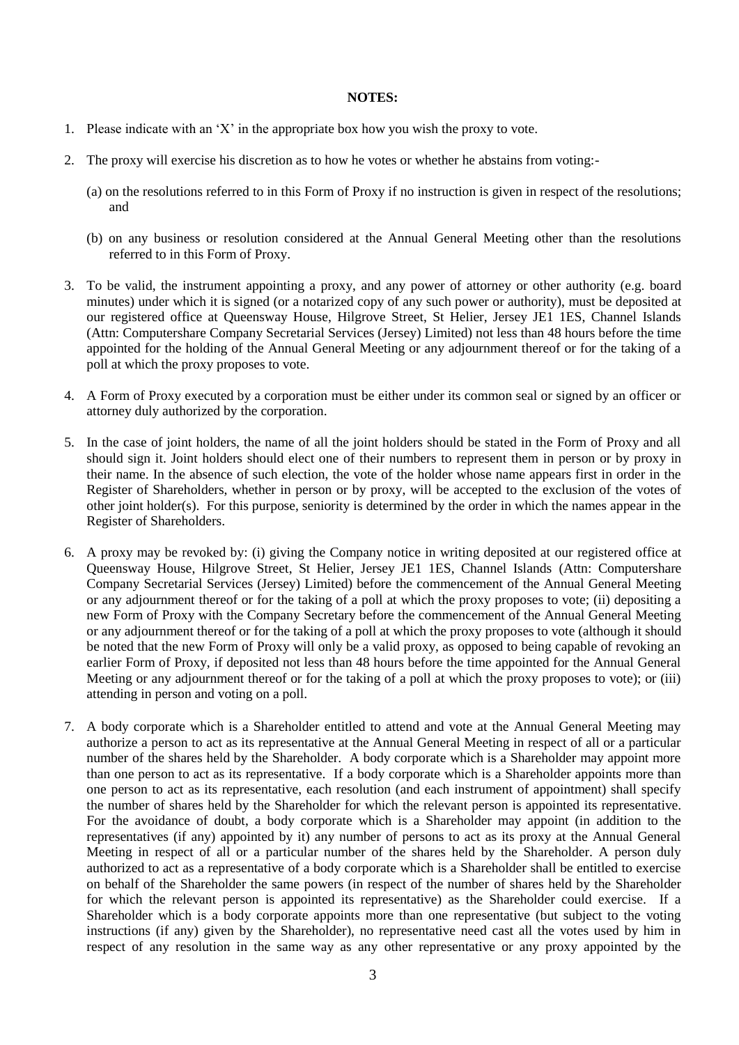**NOTES:**

1. Please indicate with an 'X' in the appropriate box how you wish the proxy to vote.

2. The proxy will exercise his discretion as to how he votes or whether he abstains from voting:-

   (a) on the resolutions referred to in this Form of Proxy if no instruction is given in respect of the resolutions; and

   (b) on any business or resolution considered at the Annual General Meeting other than the resolutions referred to in this Form of Proxy.

3. To be valid, the instrument appointing a proxy, and any power of attorney or other authority (e.g. board minutes) under which it is signed (or a notarized copy of any such power or authority), must be deposited at our registered office at Queensway House, Hilgrove Street, St Helier, Jersey JE1 1ES, Channel Islands (Attn: Computershare Company Secretarial Services (Jersey) Limited) not less than 48 hours before the time appointed for the holding of the Annual General Meeting or any adjournment thereof or for the taking of a poll at which the proxy proposes to vote.

4. A Form of Proxy executed by a corporation must be either under its common seal or signed by an officer or attorney duly authorized by the corporation.

5. In the case of joint holders, the name of all the joint holders should be stated in the Form of Proxy and all should sign it. Joint holders should elect one of their numbers to represent them in person or by proxy in their name. In the absence of such election, the vote of the holder whose name appears first in order in the Register of Shareholders, whether in person or by proxy, will be accepted to the exclusion of the votes of other joint holder(s). For this purpose, seniority is determined by the order in which the names appear in the Register of Shareholders.

6. A proxy may be revoked by: (i) giving the Company notice in writing deposited at our registered office at Queensway House, Hilgrove Street, St Helier, Jersey JE1 1ES, Channel Islands (Attn: Computershare Company Secretarial Services (Jersey) Limited) before the commencement of the Annual General Meeting or any adjournment thereof or for the taking of a poll at which the proxy proposes to vote; (ii) depositing a new Form of Proxy with the Company Secretary before the commencement of the Annual General Meeting or any adjournment thereof or for the taking of a poll at which the proxy proposes to vote (although it should be noted that the new Form of Proxy will only be a valid proxy, as opposed to being capable of revoking an earlier Form of Proxy, if deposited not less than 48 hours before the time appointed for the Annual General Meeting or any adjournment thereof or for the taking of a poll at which the proxy proposes to vote); or (iii) attending in person and voting on a poll.

7. A body corporate which is a Shareholder entitled to attend and vote at the Annual General Meeting may authorize a person to act as its representative at the Annual General Meeting in respect of all or a particular number of the shares held by the Shareholder. A body corporate which is a Shareholder may appoint more than one person to act as its representative. If a body corporate which is a Shareholder appoints more than one person to act as its representative, each resolution (and each instrument of appointment) shall specify the number of shares held by the Shareholder for which the relevant person is appointed its representative. For the avoidance of doubt, a body corporate which is a Shareholder may appoint (in addition to the representatives (if any) appointed by it) any number of persons to act as its proxy at the Annual General Meeting in respect of all or a particular number of the shares held by the Shareholder. A person duly authorized to act as a representative of a body corporate which is a Shareholder shall be entitled to exercise on behalf of the Shareholder the same powers (in respect of the number of shares held by the Shareholder for which the relevant person is appointed its representative) as the Shareholder could exercise. If a Shareholder which is a body corporate appoints more than one representative (but subject to the voting instructions (if any) given by the Shareholder), no representative need cast all the votes used by him in respect of any resolution in the same way as any other representative or any proxy appointed by the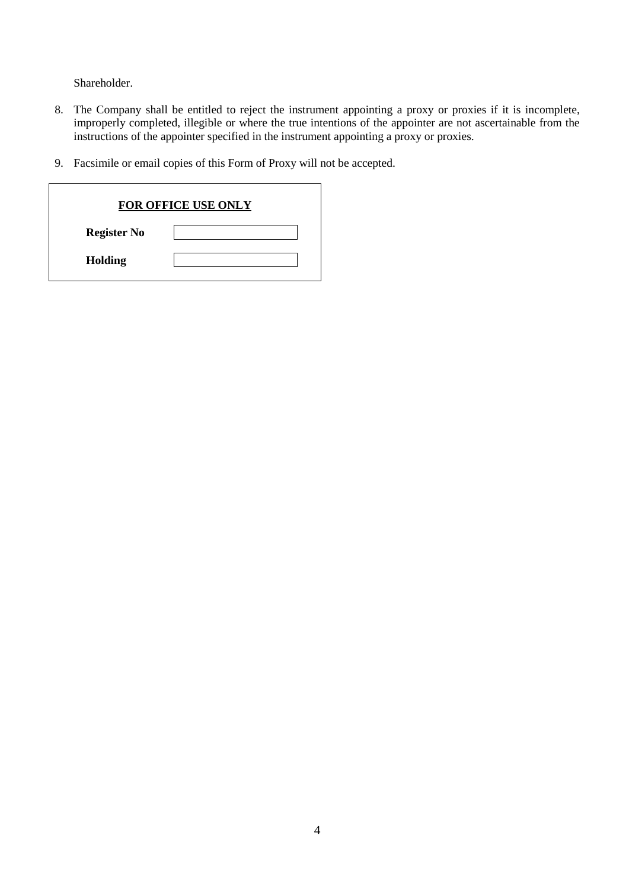Shareholder.

8. The Company shall be entitled to reject the instrument appointing a proxy or proxies if it is incomplete, improperly completed, illegible or where the true intentions of the appointer are not ascertainable from the instructions of the appointer specified in the instrument appointing a proxy or proxies.

9. Facsimile or email copies of this Form of Proxy will not be accepted.

| **FOR OFFICE USE ONLY** | |
| --- | --- |
| **Register No** | |
| **Holding** | |